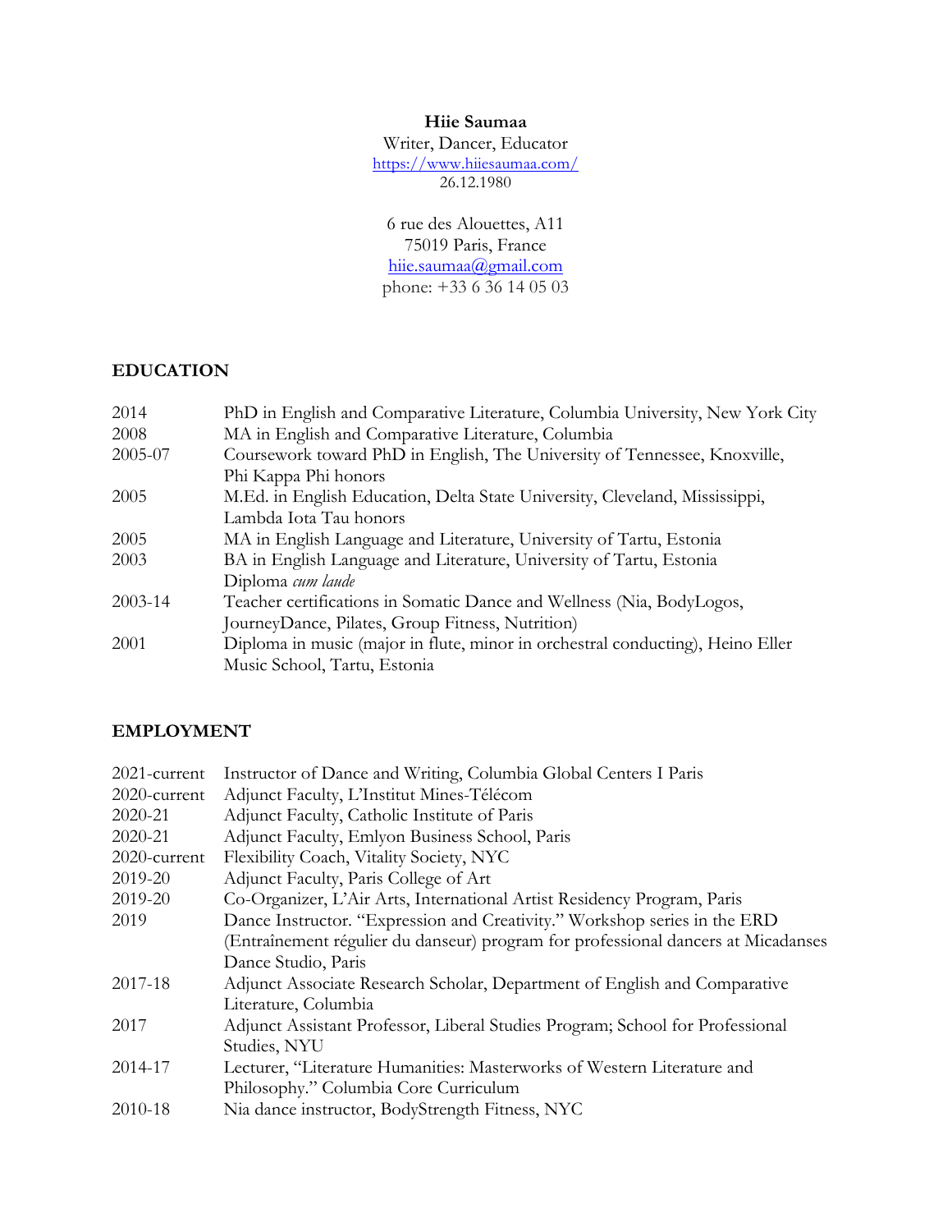**Hiie Saumaa**

Writer, Dancer, Educator

https://www.hiiesaumaa.com/

26.12.1980

6 rue des Alouettes, A11

75019 Paris, France

hiie.saumaa@gmail.com

phone: +33 6 36 14 05 03

## EDUCATION

| | |
|---|---|
| 2014 | PhD in English and Comparative Literature, Columbia University, New York City |
| 2008 | MA in English and Comparative Literature, Columbia |
| 2005-07 | Coursework toward PhD in English, The University of Tennessee, Knoxville, Phi Kappa Phi honors |
| 2005 | M.Ed. in English Education, Delta State University, Cleveland, Mississippi, Lambda Iota Tau honors |
| 2005 | MA in English Language and Literature, University of Tartu, Estonia |
| 2003 | BA in English Language and Literature, University of Tartu, Estonia Diploma *cum laude* |
| 2003-14 | Teacher certifications in Somatic Dance and Wellness (Nia, BodyLogos, JourneyDance, Pilates, Group Fitness, Nutrition) |
| 2001 | Diploma in music (major in flute, minor in orchestral conducting), Heino Eller Music School, Tartu, Estonia |

## EMPLOYMENT

| | |
|---|---|
| 2021-current | Instructor of Dance and Writing, Columbia Global Centers I Paris |
| 2020-current | Adjunct Faculty, L'Institut Mines-Télécom |
| 2020-21 | Adjunct Faculty, Catholic Institute of Paris |
| 2020-21 | Adjunct Faculty, Emlyon Business School, Paris |
| 2020-current | Flexibility Coach, Vitality Society, NYC |
| 2019-20 | Adjunct Faculty, Paris College of Art |
| 2019-20 | Co-Organizer, L'Air Arts, International Artist Residency Program, Paris |
| 2019 | Dance Instructor. "Expression and Creativity." Workshop series in the ERD (Entraînement régulier du danseur) program for professional dancers at Micadanses Dance Studio, Paris |
| 2017-18 | Adjunct Associate Research Scholar, Department of English and Comparative Literature, Columbia |
| 2017 | Adjunct Assistant Professor, Liberal Studies Program; School for Professional Studies, NYU |
| 2014-17 | Lecturer, "Literature Humanities: Masterworks of Western Literature and Philosophy." Columbia Core Curriculum |
| 2010-18 | Nia dance instructor, BodyStrength Fitness, NYC |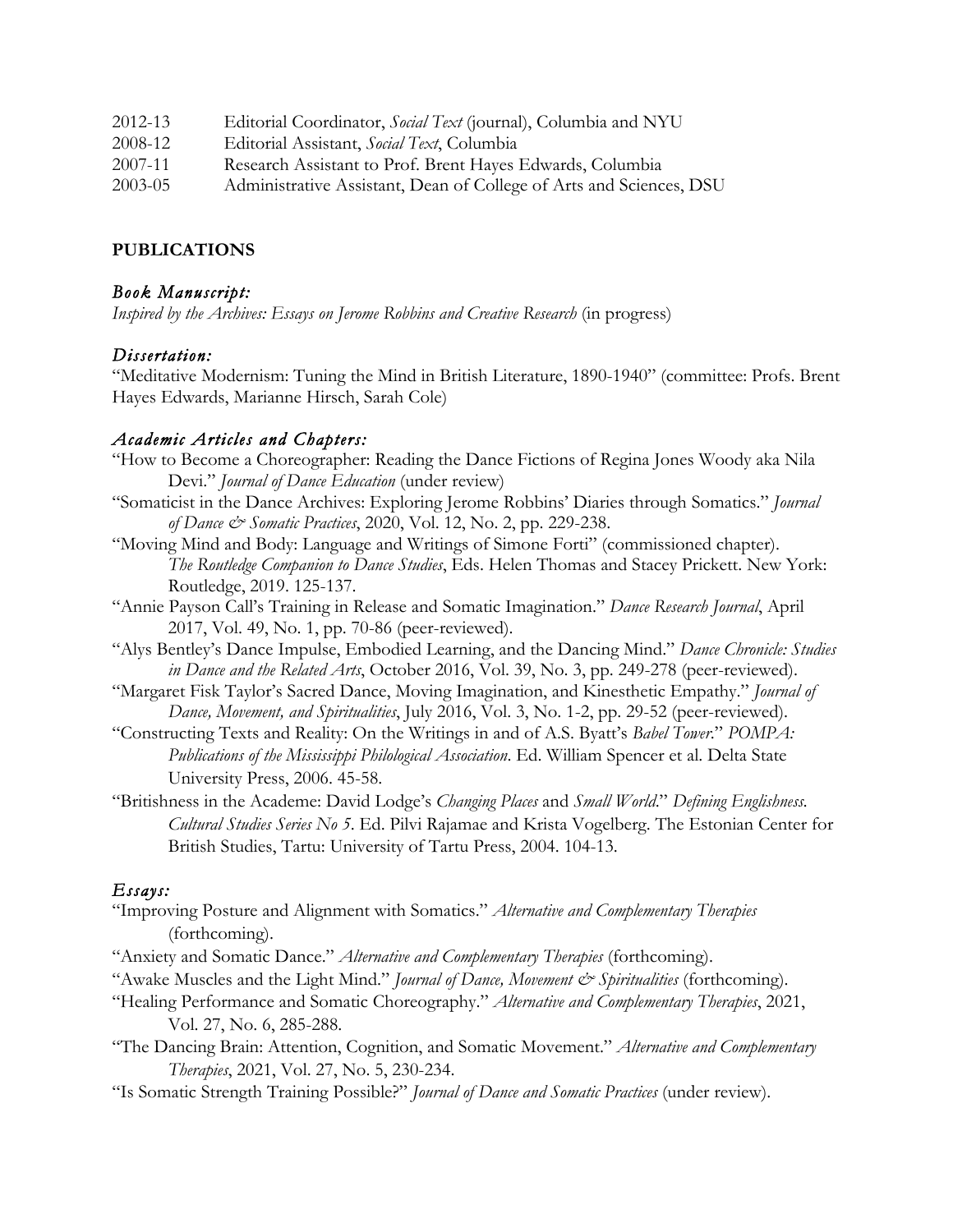| | |
|---|---|
| 2012-13 | Editorial Coordinator, *Social Text* (journal), Columbia and NYU |
| 2008-12 | Editorial Assistant, *Social Text*, Columbia |
| 2007-11 | Research Assistant to Prof. Brent Hayes Edwards, Columbia |
| 2003-05 | Administrative Assistant, Dean of College of Arts and Sciences, DSU |

**PUBLICATIONS**

### *Book Manuscript:*

*Inspired by the Archives: Essays on Jerome Robbins and Creative Research* (in progress)

### *Dissertation:*

"Meditative Modernism: Tuning the Mind in British Literature, 1890-1940" (committee: Profs. Brent Hayes Edwards, Marianne Hirsch, Sarah Cole)

### *Academic Articles and Chapters:*

"How to Become a Choreographer: Reading the Dance Fictions of Regina Jones Woody aka Nila Devi." *Journal of Dance Education* (under review)

"Somaticist in the Dance Archives: Exploring Jerome Robbins' Diaries through Somatics." *Journal of Dance & Somatic Practices*, 2020, Vol. 12, No. 2, pp. 229-238.

"Moving Mind and Body: Language and Writings of Simone Forti" (commissioned chapter). *The Routledge Companion to Dance Studies*, Eds. Helen Thomas and Stacey Prickett. New York: Routledge, 2019. 125-137.

"Annie Payson Call's Training in Release and Somatic Imagination." *Dance Research Journal*, April 2017, Vol. 49, No. 1, pp. 70-86 (peer-reviewed).

"Alys Bentley's Dance Impulse, Embodied Learning, and the Dancing Mind." *Dance Chronicle: Studies in Dance and the Related Arts*, October 2016, Vol. 39, No. 3, pp. 249-278 (peer-reviewed).

"Margaret Fisk Taylor's Sacred Dance, Moving Imagination, and Kinesthetic Empathy." *Journal of Dance, Movement, and Spiritualities*, July 2016, Vol. 3, No. 1-2, pp. 29-52 (peer-reviewed).

"Constructing Texts and Reality: On the Writings in and of A.S. Byatt's *Babel Tower*." *POMPA: Publications of the Mississippi Philological Association*. Ed. William Spencer et al. Delta State University Press, 2006. 45-58.

"Britishness in the Academe: David Lodge's *Changing Places* and *Small World*." *Defining Englishness. Cultural Studies Series No 5*. Ed. Pilvi Rajamae and Krista Vogelberg. The Estonian Center for British Studies, Tartu: University of Tartu Press, 2004. 104-13.

### *Essays:*

"Improving Posture and Alignment with Somatics." *Alternative and Complementary Therapies* (forthcoming).

"Anxiety and Somatic Dance." *Alternative and Complementary Therapies* (forthcoming).

"Awake Muscles and the Light Mind." *Journal of Dance, Movement & Spiritualities* (forthcoming).

"Healing Performance and Somatic Choreography." *Alternative and Complementary Therapies*, 2021, Vol. 27, No. 6, 285-288.

"The Dancing Brain: Attention, Cognition, and Somatic Movement." *Alternative and Complementary Therapies*, 2021, Vol. 27, No. 5, 230-234.

"Is Somatic Strength Training Possible?" *Journal of Dance and Somatic Practices* (under review).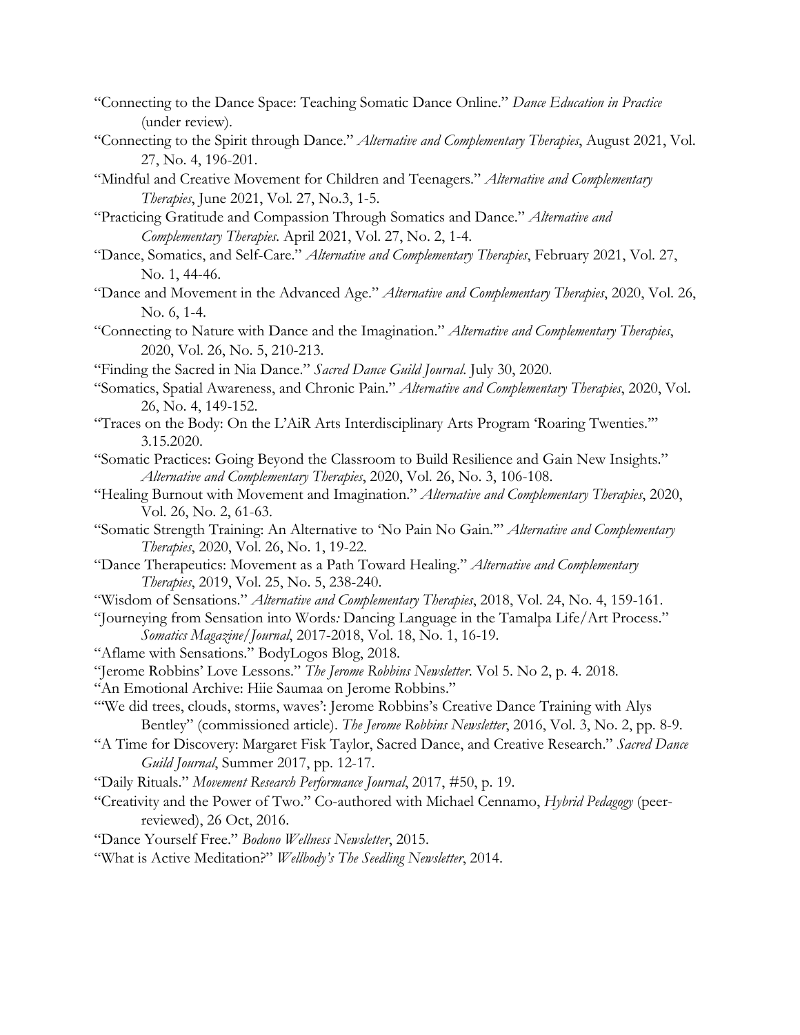"Connecting to the Dance Space: Teaching Somatic Dance Online." *Dance Education in Practice* (under review).

"Connecting to the Spirit through Dance." *Alternative and Complementary Therapies*, August 2021, Vol. 27, No. 4, 196-201.

"Mindful and Creative Movement for Children and Teenagers." *Alternative and Complementary Therapies*, June 2021, Vol. 27, No.3, 1-5.

"Practicing Gratitude and Compassion Through Somatics and Dance." *Alternative and Complementary Therapies*. April 2021, Vol. 27, No. 2, 1-4.

"Dance, Somatics, and Self-Care." *Alternative and Complementary Therapies*, February 2021, Vol. 27, No. 1, 44-46.

"Dance and Movement in the Advanced Age." *Alternative and Complementary Therapies*, 2020, Vol. 26, No. 6, 1-4.

"Connecting to Nature with Dance and the Imagination." *Alternative and Complementary Therapies*, 2020, Vol. 26, No. 5, 210-213.

"Finding the Sacred in Nia Dance." *Sacred Dance Guild Journal*. July 30, 2020.

"Somatics, Spatial Awareness, and Chronic Pain." *Alternative and Complementary Therapies*, 2020, Vol. 26, No. 4, 149-152.

"Traces on the Body: On the L'AiR Arts Interdisciplinary Arts Program 'Roaring Twenties.'" 3.15.2020.

"Somatic Practices: Going Beyond the Classroom to Build Resilience and Gain New Insights." *Alternative and Complementary Therapies*, 2020, Vol. 26, No. 3, 106-108.

"Healing Burnout with Movement and Imagination." *Alternative and Complementary Therapies*, 2020, Vol. 26, No. 2, 61-63.

"Somatic Strength Training: An Alternative to 'No Pain No Gain.'" *Alternative and Complementary Therapies*, 2020, Vol. 26, No. 1, 19-22.

"Dance Therapeutics: Movement as a Path Toward Healing." *Alternative and Complementary Therapies*, 2019, Vol. 25, No. 5, 238-240.

"Wisdom of Sensations." *Alternative and Complementary Therapies*, 2018, Vol. 24, No. 4, 159-161.

"Journeying from Sensation into Words*:* Dancing Language in the Tamalpa Life/Art Process." *Somatics Magazine/Journal*, 2017-2018, Vol. 18, No. 1, 16-19.

"Aflame with Sensations." BodyLogos Blog, 2018.

"Jerome Robbins' Love Lessons." *The Jerome Robbins Newsletter*. Vol 5. No 2, p. 4. 2018.

"An Emotional Archive: Hiie Saumaa on Jerome Robbins."

"'We did trees, clouds, storms, waves': Jerome Robbins's Creative Dance Training with Alys Bentley" (commissioned article). *The Jerome Robbins Newsletter*, 2016, Vol. 3, No. 2, pp. 8-9.

"A Time for Discovery: Margaret Fisk Taylor, Sacred Dance, and Creative Research." *Sacred Dance Guild Journal*, Summer 2017, pp. 12-17.

"Daily Rituals." *Movement Research Performance Journal*, 2017, #50, p. 19.

"Creativity and the Power of Two." Co-authored with Michael Cennamo, *Hybrid Pedagogy* (peer-reviewed), 26 Oct, 2016.

"Dance Yourself Free." *Bodono Wellness Newsletter*, 2015.

"What is Active Meditation?" *Wellbody's The Seedling Newsletter*, 2014.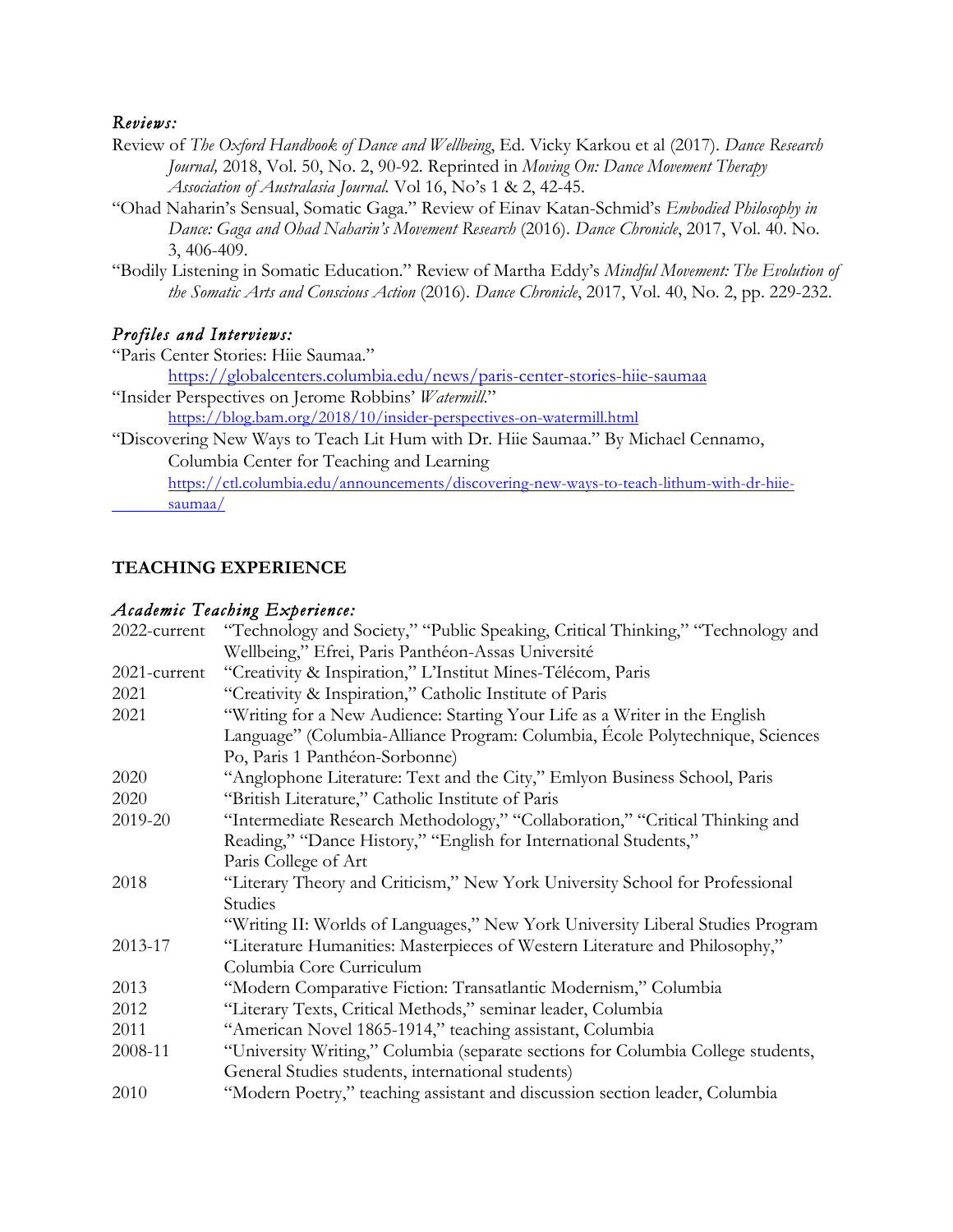*Reviews:*

Review of *The Oxford Handbook of Dance and Wellbeing*, Ed. Vicky Karkou et al (2017). *Dance Research Journal,* 2018, Vol. 50, No. 2, 90-92. Reprinted in *Moving On: Dance Movement Therapy Association of Australasia Journal.* Vol 16, No's 1 & 2, 42-45.

"Ohad Naharin's Sensual, Somatic Gaga." Review of Einav Katan-Schmid's *Embodied Philosophy in Dance: Gaga and Ohad Naharin's Movement Research* (2016). *Dance Chronicle*, 2017, Vol. 40. No. 3, 406-409.

"Bodily Listening in Somatic Education." Review of Martha Eddy's *Mindful Movement: The Evolution of the Somatic Arts and Conscious Action* (2016). *Dance Chronicle*, 2017, Vol. 40, No. 2, pp. 229-232.

*Profiles and Interviews:*

"Paris Center Stories: Hiie Saumaa."
https://globalcenters.columbia.edu/news/paris-center-stories-hiie-saumaa

"Insider Perspectives on Jerome Robbins' *Watermill*."
https://blog.bam.org/2018/10/insider-perspectives-on-watermill.html

"Discovering New Ways to Teach Lit Hum with Dr. Hiie Saumaa." By Michael Cennamo, Columbia Center for Teaching and Learning
https://ctl.columbia.edu/announcements/discovering-new-ways-to-teach-lithum-with-dr-hiie-saumaa/

## TEACHING EXPERIENCE

*Academic Teaching Experience:*

| | |
|---|---|
| 2022-current | "Technology and Society," "Public Speaking, Critical Thinking," "Technology and Wellbeing," Efrei, Paris Panthéon-Assas Université |
| 2021-current | "Creativity & Inspiration," L'Institut Mines-Télécom, Paris |
| 2021 | "Creativity & Inspiration," Catholic Institute of Paris |
| 2021 | "Writing for a New Audience: Starting Your Life as a Writer in the English Language" (Columbia-Alliance Program: Columbia, École Polytechnique, Sciences Po, Paris 1 Panthéon-Sorbonne) |
| 2020 | "Anglophone Literature: Text and the City," Emlyon Business School, Paris |
| 2020 | "British Literature," Catholic Institute of Paris |
| 2019-20 | "Intermediate Research Methodology," "Collaboration," "Critical Thinking and Reading," "Dance History," "English for International Students," Paris College of Art |
| 2018 | "Literary Theory and Criticism," New York University School for Professional Studies<br>"Writing II: Worlds of Languages," New York University Liberal Studies Program |
| 2013-17 | "Literature Humanities: Masterpieces of Western Literature and Philosophy," Columbia Core Curriculum |
| 2013 | "Modern Comparative Fiction: Transatlantic Modernism," Columbia |
| 2012 | "Literary Texts, Critical Methods," seminar leader, Columbia |
| 2011 | "American Novel 1865-1914," teaching assistant, Columbia |
| 2008-11 | "University Writing," Columbia (separate sections for Columbia College students, General Studies students, international students) |
| 2010 | "Modern Poetry," teaching assistant and discussion section leader, Columbia |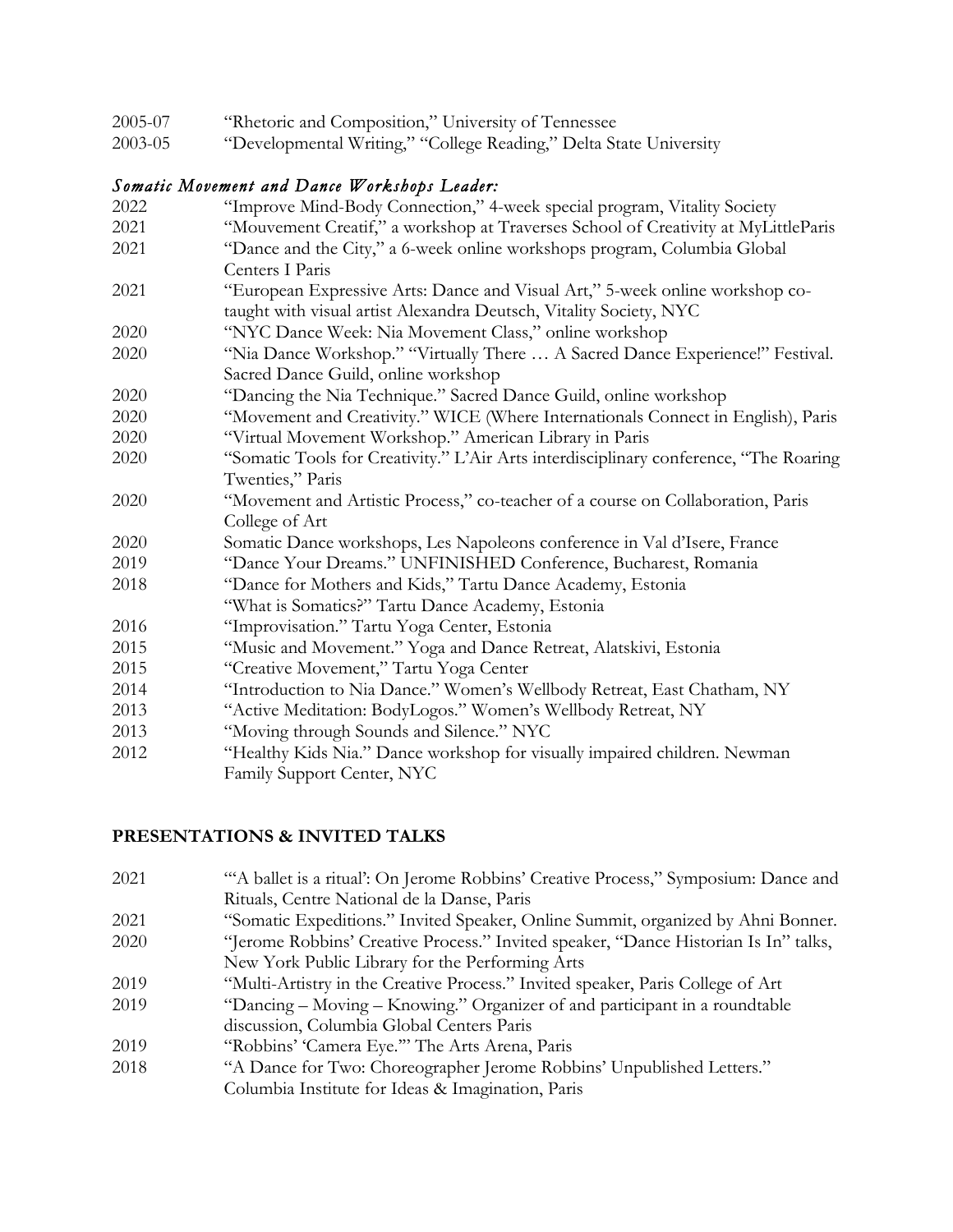2005-07 "Rhetoric and Composition," University of Tennessee
2003-05 "Developmental Writing," "College Reading," Delta State University

*Somatic Movement and Dance Workshops Leader:*

2022 "Improve Mind-Body Connection," 4-week special program, Vitality Society
2021 "Mouvement Creatif," a workshop at Traverses School of Creativity at MyLittleParis
2021 "Dance and the City," a 6-week online workshops program, Columbia Global Centers I Paris
2021 "European Expressive Arts: Dance and Visual Art," 5-week online workshop co-taught with visual artist Alexandra Deutsch, Vitality Society, NYC
2020 "NYC Dance Week: Nia Movement Class," online workshop
2020 "Nia Dance Workshop." "Virtually There … A Sacred Dance Experience!" Festival. Sacred Dance Guild, online workshop
2020 "Dancing the Nia Technique." Sacred Dance Guild, online workshop
2020 "Movement and Creativity." WICE (Where Internationals Connect in English), Paris
2020 "Virtual Movement Workshop." American Library in Paris
2020 "Somatic Tools for Creativity." L'Air Arts interdisciplinary conference, "The Roaring Twenties," Paris
2020 "Movement and Artistic Process," co-teacher of a course on Collaboration, Paris College of Art
2020 Somatic Dance workshops, Les Napoleons conference in Val d'Isere, France
2019 "Dance Your Dreams." UNFINISHED Conference, Bucharest, Romania
2018 "Dance for Mothers and Kids," Tartu Dance Academy, Estonia
"What is Somatics?" Tartu Dance Academy, Estonia
2016 "Improvisation." Tartu Yoga Center, Estonia
2015 "Music and Movement." Yoga and Dance Retreat, Alatskivi, Estonia
2015 "Creative Movement," Tartu Yoga Center
2014 "Introduction to Nia Dance." Women's Wellbody Retreat, East Chatham, NY
2013 "Active Meditation: BodyLogos." Women's Wellbody Retreat, NY
2013 "Moving through Sounds and Silence." NYC
2012 "Healthy Kids Nia." Dance workshop for visually impaired children. Newman Family Support Center, NYC

## PRESENTATIONS & INVITED TALKS

2021 "'A ballet is a ritual': On Jerome Robbins' Creative Process," Symposium: Dance and Rituals, Centre National de la Danse, Paris
2021 "Somatic Expeditions." Invited Speaker, Online Summit, organized by Ahni Bonner.
2020 "Jerome Robbins' Creative Process." Invited speaker, "Dance Historian Is In" talks, New York Public Library for the Performing Arts
2019 "Multi-Artistry in the Creative Process." Invited speaker, Paris College of Art
2019 "Dancing – Moving – Knowing." Organizer of and participant in a roundtable discussion, Columbia Global Centers Paris
2019 "Robbins' 'Camera Eye.'" The Arts Arena, Paris
2018 "A Dance for Two: Choreographer Jerome Robbins' Unpublished Letters." Columbia Institute for Ideas & Imagination, Paris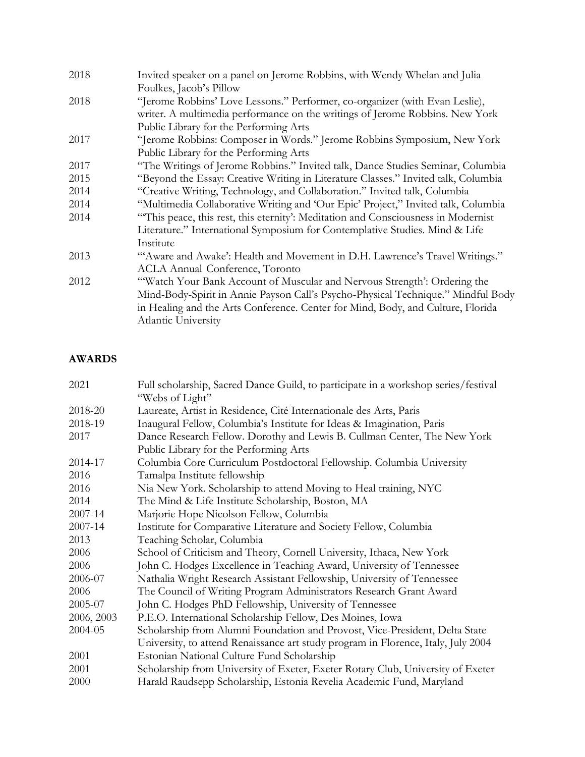| | |
|---|---|
| 2018 | Invited speaker on a panel on Jerome Robbins, with Wendy Whelan and Julia Foulkes, Jacob's Pillow |
| 2018 | "Jerome Robbins' Love Lessons." Performer, co-organizer (with Evan Leslie), writer. A multimedia performance on the writings of Jerome Robbins. New York Public Library for the Performing Arts |
| 2017 | "Jerome Robbins: Composer in Words." Jerome Robbins Symposium, New York Public Library for the Performing Arts |
| 2017 | "The Writings of Jerome Robbins." Invited talk, Dance Studies Seminar, Columbia |
| 2015 | "Beyond the Essay: Creative Writing in Literature Classes." Invited talk, Columbia |
| 2014 | "Creative Writing, Technology, and Collaboration." Invited talk, Columbia |
| 2014 | "Multimedia Collaborative Writing and 'Our Epic' Project," Invited talk, Columbia |
| 2014 | "'This peace, this rest, this eternity': Meditation and Consciousness in Modernist Literature." International Symposium for Contemplative Studies. Mind & Life Institute |
| 2013 | "'Aware and Awake': Health and Movement in D.H. Lawrence's Travel Writings." ACLA Annual Conference, Toronto |
| 2012 | "'Watch Your Bank Account of Muscular and Nervous Strength': Ordering the Mind-Body-Spirit in Annie Payson Call's Psycho-Physical Technique." Mindful Body in Healing and the Arts Conference. Center for Mind, Body, and Culture, Florida Atlantic University |

## AWARDS

| | |
|---|---|
| 2021 | Full scholarship, Sacred Dance Guild, to participate in a workshop series/festival "Webs of Light" |
| 2018-20 | Laureate, Artist in Residence, Cité Internationale des Arts, Paris |
| 2018-19 | Inaugural Fellow, Columbia's Institute for Ideas & Imagination, Paris |
| 2017 | Dance Research Fellow. Dorothy and Lewis B. Cullman Center, The New York Public Library for the Performing Arts |
| 2014-17 | Columbia Core Curriculum Postdoctoral Fellowship. Columbia University |
| 2016 | Tamalpa Institute fellowship |
| 2016 | Nia New York. Scholarship to attend Moving to Heal training, NYC |
| 2014 | The Mind & Life Institute Scholarship, Boston, MA |
| 2007-14 | Marjorie Hope Nicolson Fellow, Columbia |
| 2007-14 | Institute for Comparative Literature and Society Fellow, Columbia |
| 2013 | Teaching Scholar, Columbia |
| 2006 | School of Criticism and Theory, Cornell University, Ithaca, New York |
| 2006 | John C. Hodges Excellence in Teaching Award, University of Tennessee |
| 2006-07 | Nathalia Wright Research Assistant Fellowship, University of Tennessee |
| 2006 | The Council of Writing Program Administrators Research Grant Award |
| 2005-07 | John C. Hodges PhD Fellowship, University of Tennessee |
| 2006, 2003 | P.E.O. International Scholarship Fellow, Des Moines, Iowa |
| 2004-05 | Scholarship from Alumni Foundation and Provost, Vice-President, Delta State University, to attend Renaissance art study program in Florence, Italy, July 2004 |
| 2001 | Estonian National Culture Fund Scholarship |
| 2001 | Scholarship from University of Exeter, Exeter Rotary Club, University of Exeter |
| 2000 | Harald Raudsepp Scholarship, Estonia Revelia Academic Fund, Maryland |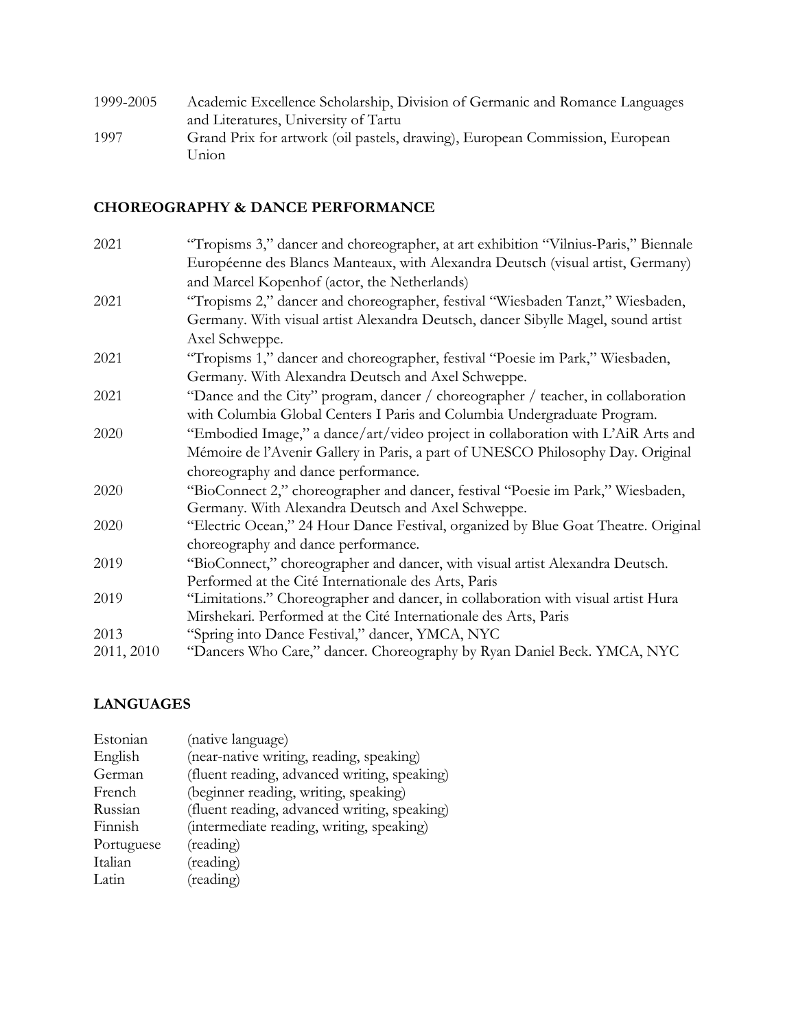| | |
|---|---|
| 1999-2005 | Academic Excellence Scholarship, Division of Germanic and Romance Languages and Literatures, University of Tartu |
| 1997 | Grand Prix for artwork (oil pastels, drawing), European Commission, European Union |

## CHOREOGRAPHY & DANCE PERFORMANCE

| | |
|---|---|
| 2021 | "Tropisms 3," dancer and choreographer, at art exhibition "Vilnius-Paris," Biennale Européenne des Blancs Manteaux, with Alexandra Deutsch (visual artist, Germany) and Marcel Kopenhof (actor, the Netherlands) |
| 2021 | "Tropisms 2," dancer and choreographer, festival "Wiesbaden Tanzt," Wiesbaden, Germany. With visual artist Alexandra Deutsch, dancer Sibylle Magel, sound artist Axel Schweppe. |
| 2021 | "Tropisms 1," dancer and choreographer, festival "Poesie im Park," Wiesbaden, Germany. With Alexandra Deutsch and Axel Schweppe. |
| 2021 | "Dance and the City" program, dancer / choreographer / teacher, in collaboration with Columbia Global Centers I Paris and Columbia Undergraduate Program. |
| 2020 | "Embodied Image," a dance/art/video project in collaboration with L'AiR Arts and Mémoire de l'Avenir Gallery in Paris, a part of UNESCO Philosophy Day. Original choreography and dance performance. |
| 2020 | "BioConnect 2," choreographer and dancer, festival "Poesie im Park," Wiesbaden, Germany. With Alexandra Deutsch and Axel Schweppe. |
| 2020 | "Electric Ocean," 24 Hour Dance Festival, organized by Blue Goat Theatre. Original choreography and dance performance. |
| 2019 | "BioConnect," choreographer and dancer, with visual artist Alexandra Deutsch. Performed at the Cité Internationale des Arts, Paris |
| 2019 | "Limitations." Choreographer and dancer, in collaboration with visual artist Hura Mirshekari. Performed at the Cité Internationale des Arts, Paris |
| 2013 | "Spring into Dance Festival," dancer, YMCA, NYC |
| 2011, 2010 | "Dancers Who Care," dancer. Choreography by Ryan Daniel Beck. YMCA, NYC |

## LANGUAGES

| | |
|---|---|
| Estonian | (native language) |
| English | (near-native writing, reading, speaking) |
| German | (fluent reading, advanced writing, speaking) |
| French | (beginner reading, writing, speaking) |
| Russian | (fluent reading, advanced writing, speaking) |
| Finnish | (intermediate reading, writing, speaking) |
| Portuguese | (reading) |
| Italian | (reading) |
| Latin | (reading) |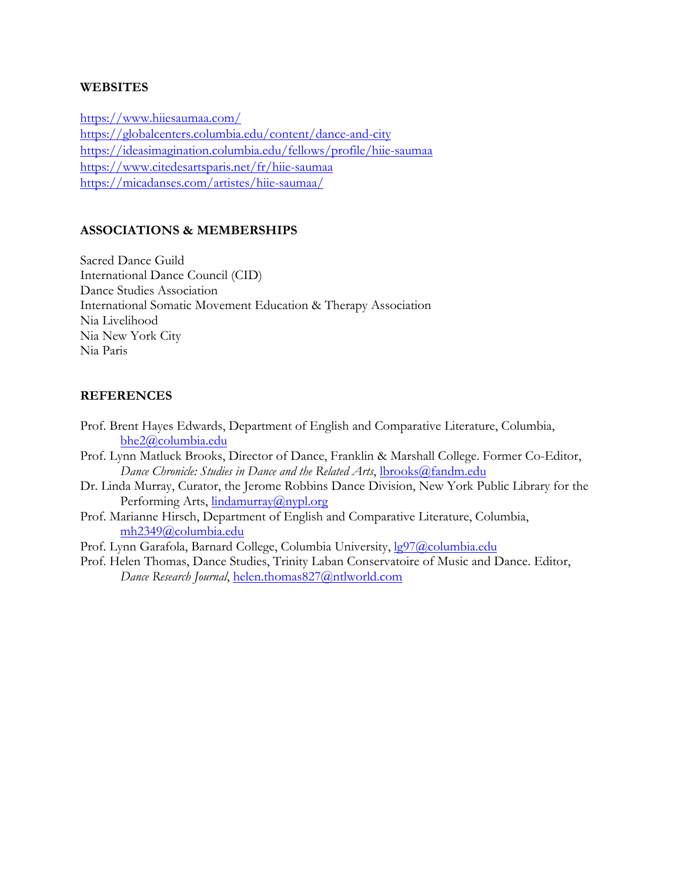## WEBSITES

https://www.hiiesaumaa.com/
https://globalcenters.columbia.edu/content/dance-and-city
https://ideasimagination.columbia.edu/fellows/profile/hiie-saumaa
https://www.citedesartsparis.net/fr/hiie-saumaa
https://micadanses.com/artistes/hiie-saumaa/

## ASSOCIATIONS & MEMBERSHIPS

Sacred Dance Guild
International Dance Council (CID)
Dance Studies Association
International Somatic Movement Education & Therapy Association
Nia Livelihood
Nia New York City
Nia Paris

## REFERENCES

Prof. Brent Hayes Edwards, Department of English and Comparative Literature, Columbia, bhe2@columbia.edu

Prof. Lynn Matluck Brooks, Director of Dance, Franklin & Marshall College. Former Co-Editor, *Dance Chronicle: Studies in Dance and the Related Arts*, lbrooks@fandm.edu

Dr. Linda Murray, Curator, the Jerome Robbins Dance Division, New York Public Library for the Performing Arts, lindamurray@nypl.org

Prof. Marianne Hirsch, Department of English and Comparative Literature, Columbia, mh2349@columbia.edu

Prof. Lynn Garafola, Barnard College, Columbia University, lg97@columbia.edu

Prof. Helen Thomas, Dance Studies, Trinity Laban Conservatoire of Music and Dance. Editor, *Dance Research Journal*, helen.thomas827@ntlworld.com